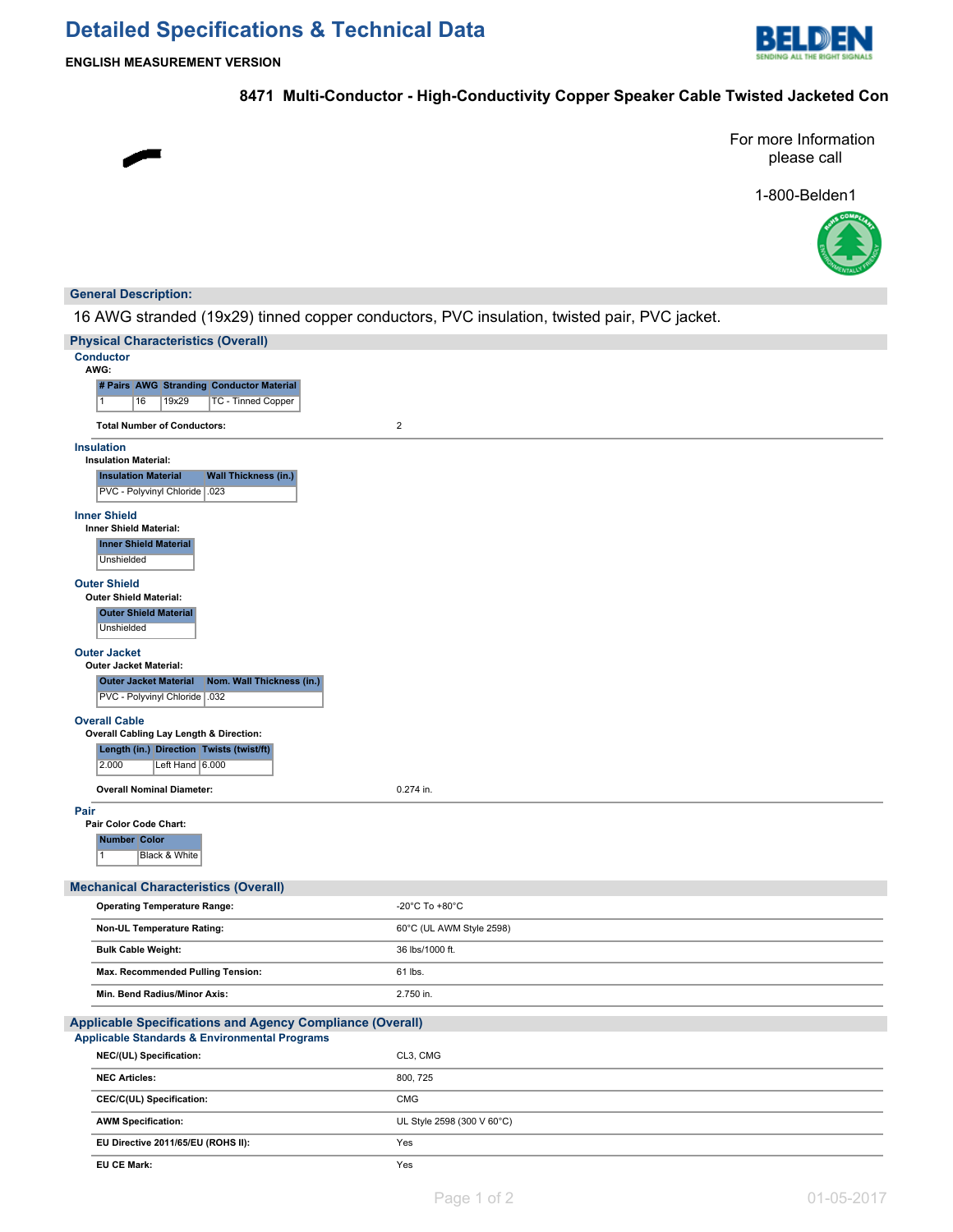# Detailed Specifications & Technical Data

**ENGLISH MEASUREMENT VERSION**

### 8471 Multi-Conductor - High-Conductivity Copper Speaker Cable Twisted Jacketed Con

For more Information please call

1-800-Belden1

## General Description:

16 AWG stranded (19x29) tinned copper conductors, PVC insulation, twisted pair, PVC jacket.

## Physical Characteristics (Overall)

### Conductor

**AWG:**

| # Pairs | AWG | Stranding | Conductor Material |
|---|---|---|---|
| 1 | 16 | 19x29 | TC - Tinned Copper |

| | |
|---|---|
| **Total Number of Conductors:** | 2 |

### Insulation

**Insulation Material:**

| Insulation Material | Wall Thickness (in.) |
|---|---|
| PVC - Polyvinyl Chloride | .023 |

### Inner Shield

**Inner Shield Material:**

| Inner Shield Material |
|---|
| Unshielded |

### Outer Shield

**Outer Shield Material:**

| Outer Shield Material |
|---|
| Unshielded |

### Outer Jacket

**Outer Jacket Material:**

| Outer Jacket Material | Nom. Wall Thickness (in.) |
|---|---|
| PVC - Polyvinyl Chloride | .032 |

### Overall Cable

**Overall Cabling Lay Length & Direction:**

| Length (in.) | Direction | Twists (twist/ft) |
|---|---|---|
| 2.000 | Left Hand | 6.000 |

| | |
|---|---|
| **Overall Nominal Diameter:** | 0.274 in. |

### Pair

**Pair Color Code Chart:**

| Number | Color |
|---|---|
| 1 | Black & White |

## Mechanical Characteristics (Overall)

| | |
|---|---|
| **Operating Temperature Range:** | -20°C To +80°C |
| **Non-UL Temperature Rating:** | 60°C (UL AWM Style 2598) |
| **Bulk Cable Weight:** | 36 lbs/1000 ft. |
| **Max. Recommended Pulling Tension:** | 61 lbs. |
| **Min. Bend Radius/Minor Axis:** | 2.750 in. |

## Applicable Specifications and Agency Compliance (Overall)

### Applicable Standards & Environmental Programs

| | |
|---|---|
| **NEC/(UL) Specification:** | CL3, CMG |
| **NEC Articles:** | 800, 725 |
| **CEC/C(UL) Specification:** | CMG |
| **AWM Specification:** | UL Style 2598 (300 V 60°C) |
| **EU Directive 2011/65/EU (ROHS II):** | Yes |
| **EU CE Mark:** | Yes |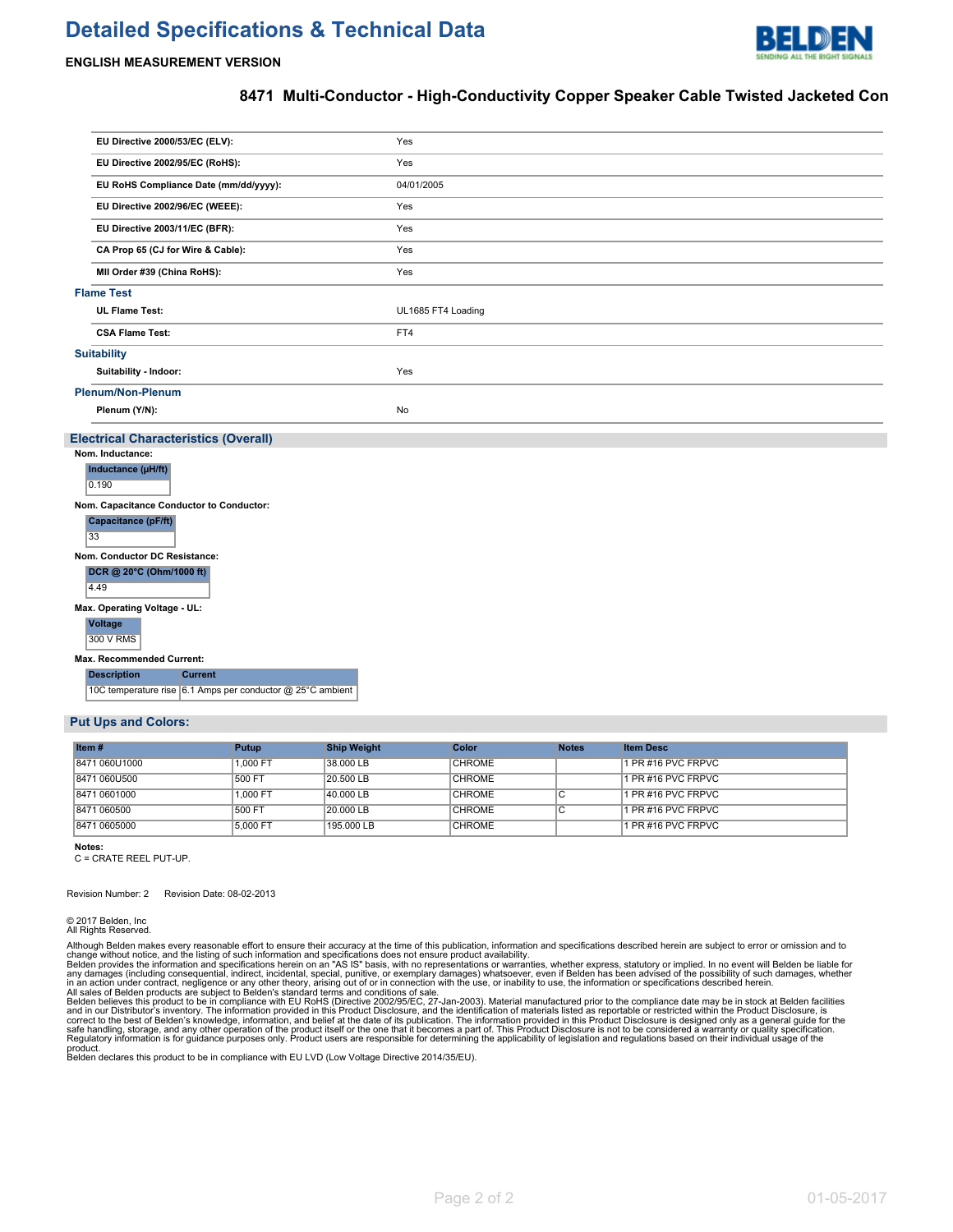# Detailed Specifications & Technical Data

**ENGLISH MEASUREMENT VERSION**

### 8471 Multi-Conductor - High-Conductivity Copper Speaker Cable Twisted Jacketed Con

| | |
|---|---|
| **EU Directive 2000/53/EC (ELV):** | Yes |
| **EU Directive 2002/95/EC (RoHS):** | Yes |
| **EU RoHS Compliance Date (mm/dd/yyyy):** | 04/01/2005 |
| **EU Directive 2002/96/EC (WEEE):** | Yes |
| **EU Directive 2003/11/EC (BFR):** | Yes |
| **CA Prop 65 (CJ for Wire & Cable):** | Yes |
| **MII Order #39 (China RoHS):** | Yes |

#### Flame Test

| | |
|---|---|
| **UL Flame Test:** | UL1685 FT4 Loading |
| **CSA Flame Test:** | FT4 |

#### Suitability

| | |
|---|---|
| **Suitability - Indoor:** | Yes |

#### Plenum/Non-Plenum

| | |
|---|---|
| **Plenum (Y/N):** | No |

## Electrical Characteristics (Overall)

**Nom. Inductance:**

| Inductance (µH/ft) |
|---|
| 0.190 |

**Nom. Capacitance Conductor to Conductor:**

| Capacitance (pF/ft) |
|---|
| 33 |

**Nom. Conductor DC Resistance:**

| DCR @ 20°C (Ohm/1000 ft) |
|---|
| 4.49 |

**Max. Operating Voltage - UL:**

| Voltage |
|---|
| 300 V RMS |

**Max. Recommended Current:**

| Description | Current |
|---|---|
| 10C temperature rise | 6.1 Amps per conductor @ 25°C ambient |

## Put Ups and Colors:

| Item # | Putup | Ship Weight | Color | Notes | Item Desc |
|---|---|---|---|---|---|
| 8471 060U1000 | 1,000 FT | 38.000 LB | CHROME | | 1 PR #16 PVC FRPVC |
| 8471 060U500 | 500 FT | 20.500 LB | CHROME | | 1 PR #16 PVC FRPVC |
| 8471 0601000 | 1,000 FT | 40.000 LB | CHROME | C | 1 PR #16 PVC FRPVC |
| 8471 060500 | 500 FT | 20.000 LB | CHROME | C | 1 PR #16 PVC FRPVC |
| 8471 0605000 | 5,000 FT | 195.000 LB | CHROME | | 1 PR #16 PVC FRPVC |

**Notes:**
C = CRATE REEL PUT-UP.

Revision Number: 2 Revision Date: 08-02-2013

© 2017 Belden, Inc
All Rights Reserved.

Although Belden makes every reasonable effort to ensure their accuracy at the time of this publication, information and specifications described herein are subject to error or omission and to change without notice, and the listing of such information and specifications does not ensure product availability.
Belden provides the information and specifications herein on an "AS IS" basis, with no representations or warranties, whether express, statutory or implied. In no event will Belden be liable for any damages (including consequential, indirect, incidental, special, punitive, or exemplary damages) whatsoever, even if Belden has been advised of the possibility of such damages, whether in an action under contract, negligence or any other theory, arising out of or in connection with the use, or inability to use, the information or specifications described herein.
All sales of Belden products are subject to Belden's standard terms and conditions of sale.
Belden believes this product to be in compliance with EU RoHS (Directive 2002/95/EC, 27-Jan-2003). Material manufactured prior to the compliance date may be in stock at Belden facilities and in our Distributor's inventory. The information provided in this Product Disclosure, and the identification of materials listed as reportable or restricted within the Product Disclosure, is correct to the best of Belden's knowledge, information, and belief at the date of its publication. The information provided in this Product Disclosure is designed only as a general guide for the safe handling, storage, and any other operation of the product itself or the one that it becomes a part of. This Product Disclosure is not to be considered a warranty or quality specification. Regulatory information is for guidance purposes only. Product users are responsible for determining the applicability of legislation and regulations based on their individual usage of the product.
Belden declares this product to be in compliance with EU LVD (Low Voltage Directive 2014/35/EU).